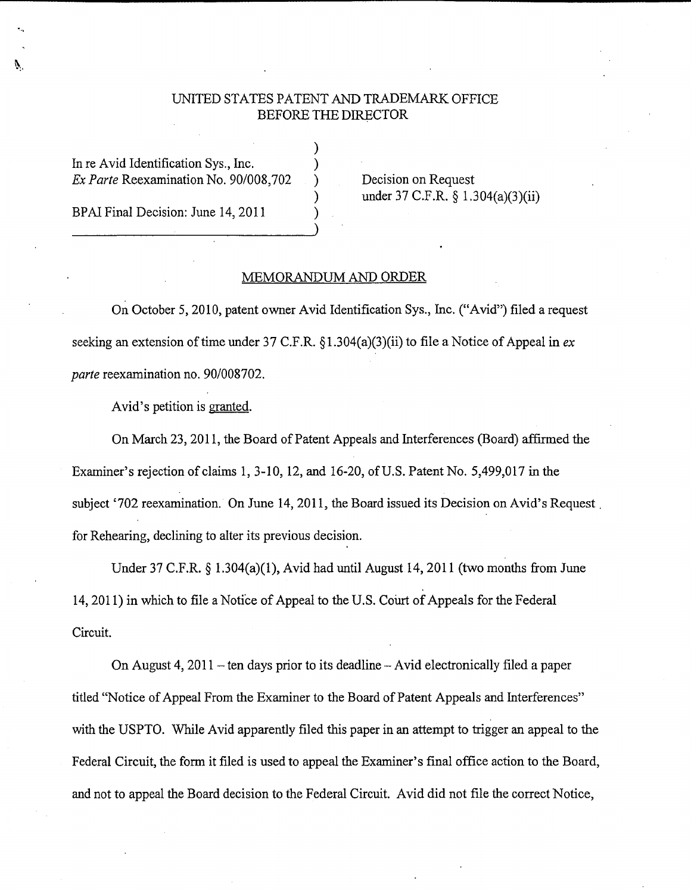UNITED STATES PATENT AND TRADEMARK OFFICE
BEFORE THE DIRECTOR

In re Avid Identification Sys., Inc.
*Ex Parte* Reexamination No. 90/008,702

BPAI Final Decision: June 14, 2011

Decision on Request
under 37 C.F.R. § 1.304(a)(3)(ii)

## MEMORANDUM AND ORDER

On October 5, 2010, patent owner Avid Identification Sys., Inc. ("Avid") filed a request seeking an extension of time under 37 C.F.R. §1.304(a)(3)(ii) to file a Notice of Appeal in *ex parte* reexamination no. 90/008702.

Avid's petition is granted.

On March 23, 2011, the Board of Patent Appeals and Interferences (Board) affirmed the Examiner's rejection of claims 1, 3-10, 12, and 16-20, of U.S. Patent No. 5,499,017 in the subject '702 reexamination. On June 14, 2011, the Board issued its Decision on Avid's Request for Rehearing, declining to alter its previous decision.

Under 37 C.F.R. § 1.304(a)(1), Avid had until August 14, 2011 (two months from June 14, 2011) in which to file a Notice of Appeal to the U.S. Court of Appeals for the Federal Circuit.

On August 4, 2011 – ten days prior to its deadline – Avid electronically filed a paper titled "Notice of Appeal From the Examiner to the Board of Patent Appeals and Interferences" with the USPTO. While Avid apparently filed this paper in an attempt to trigger an appeal to the Federal Circuit, the form it filed is used to appeal the Examiner's final office action to the Board, and not to appeal the Board decision to the Federal Circuit. Avid did not file the correct Notice,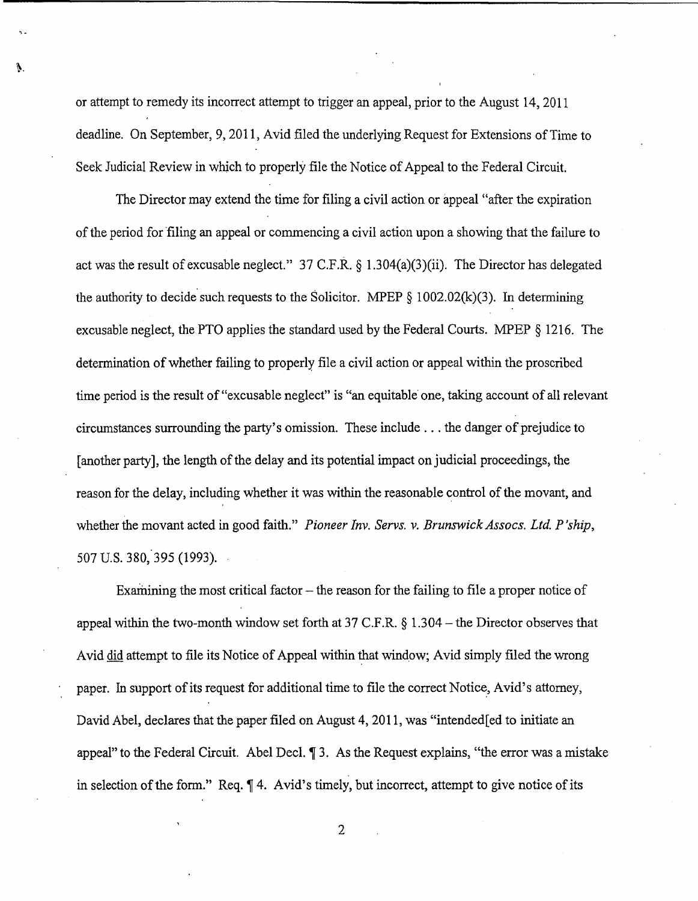or attempt to remedy its incorrect attempt to trigger an appeal, prior to the August 14, 2011 deadline. On September, 9, 2011, Avid filed the underlying Request for Extensions of Time to Seek Judicial Review in which to properly file the Notice of Appeal to the Federal Circuit.

The Director may extend the time for filing a civil action or appeal "after the expiration of the period for filing an appeal or commencing a civil action upon a showing that the failure to act was the result of excusable neglect." 37 C.F.R. § 1.304(a)(3)(ii). The Director has delegated the authority to decide such requests to the Solicitor. MPEP § 1002.02(k)(3). In determining excusable neglect, the PTO applies the standard used by the Federal Courts. MPEP § 1216. The determination of whether failing to properly file a civil action or appeal within the proscribed time period is the result of "excusable neglect" is "an equitable one, taking account of all relevant circumstances surrounding the party's omission. These include . . . the danger of prejudice to [another party], the length of the delay and its potential impact on judicial proceedings, the reason for the delay, including whether it was within the reasonable control of the movant, and whether the movant acted in good faith." *Pioneer Inv. Servs. v. Brunswick Assocs. Ltd. P'ship*, 507 U.S. 380, 395 (1993).

Examining the most critical factor – the reason for the failing to file a proper notice of appeal within the two-month window set forth at 37 C.F.R. § 1.304 – the Director observes that Avid did attempt to file its Notice of Appeal within that window; Avid simply filed the wrong paper. In support of its request for additional time to file the correct Notice, Avid's attorney, David Abel, declares that the paper filed on August 4, 2011, was "intended[ed to initiate an appeal" to the Federal Circuit. Abel Decl. ¶ 3. As the Request explains, "the error was a mistake in selection of the form." Req. ¶ 4. Avid's timely, but incorrect, attempt to give notice of its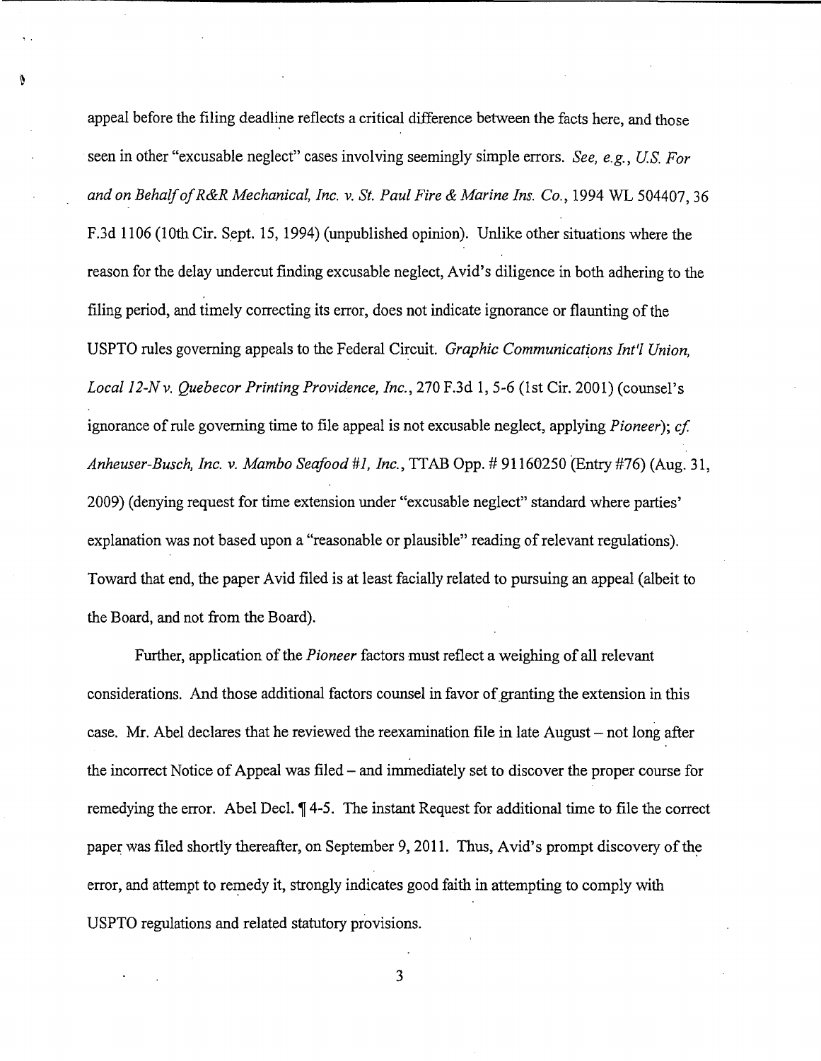appeal before the filing deadline reflects a critical difference between the facts here, and those seen in other "excusable neglect" cases involving seemingly simple errors. *See, e.g., U.S. For and on Behalf of R&R Mechanical, Inc. v. St. Paul Fire & Marine Ins. Co.*, 1994 WL 504407, 36 F.3d 1106 (10th Cir. Sept. 15, 1994) (unpublished opinion). Unlike other situations where the reason for the delay undercut finding excusable neglect, Avid's diligence in both adhering to the filing period, and timely correcting its error, does not indicate ignorance or flaunting of the USPTO rules governing appeals to the Federal Circuit. *Graphic Communications Int'l Union, Local 12-N v. Quebecor Printing Providence, Inc.*, 270 F.3d 1, 5-6 (1st Cir. 2001) (counsel's ignorance of rule governing time to file appeal is not excusable neglect, applying *Pioneer*); *cf. Anheuser-Busch, Inc. v. Mambo Seafood #1, Inc.*, TTAB Opp. # 91160250 (Entry #76) (Aug. 31, 2009) (denying request for time extension under "excusable neglect" standard where parties' explanation was not based upon a "reasonable or plausible" reading of relevant regulations). Toward that end, the paper Avid filed is at least facially related to pursuing an appeal (albeit to the Board, and not from the Board).

Further, application of the *Pioneer* factors must reflect a weighing of all relevant considerations. And those additional factors counsel in favor of granting the extension in this case. Mr. Abel declares that he reviewed the reexamination file in late August – not long after the incorrect Notice of Appeal was filed – and immediately set to discover the proper course for remedying the error. Abel Decl. ¶ 4-5. The instant Request for additional time to file the correct paper was filed shortly thereafter, on September 9, 2011. Thus, Avid's prompt discovery of the error, and attempt to remedy it, strongly indicates good faith in attempting to comply with USPTO regulations and related statutory provisions.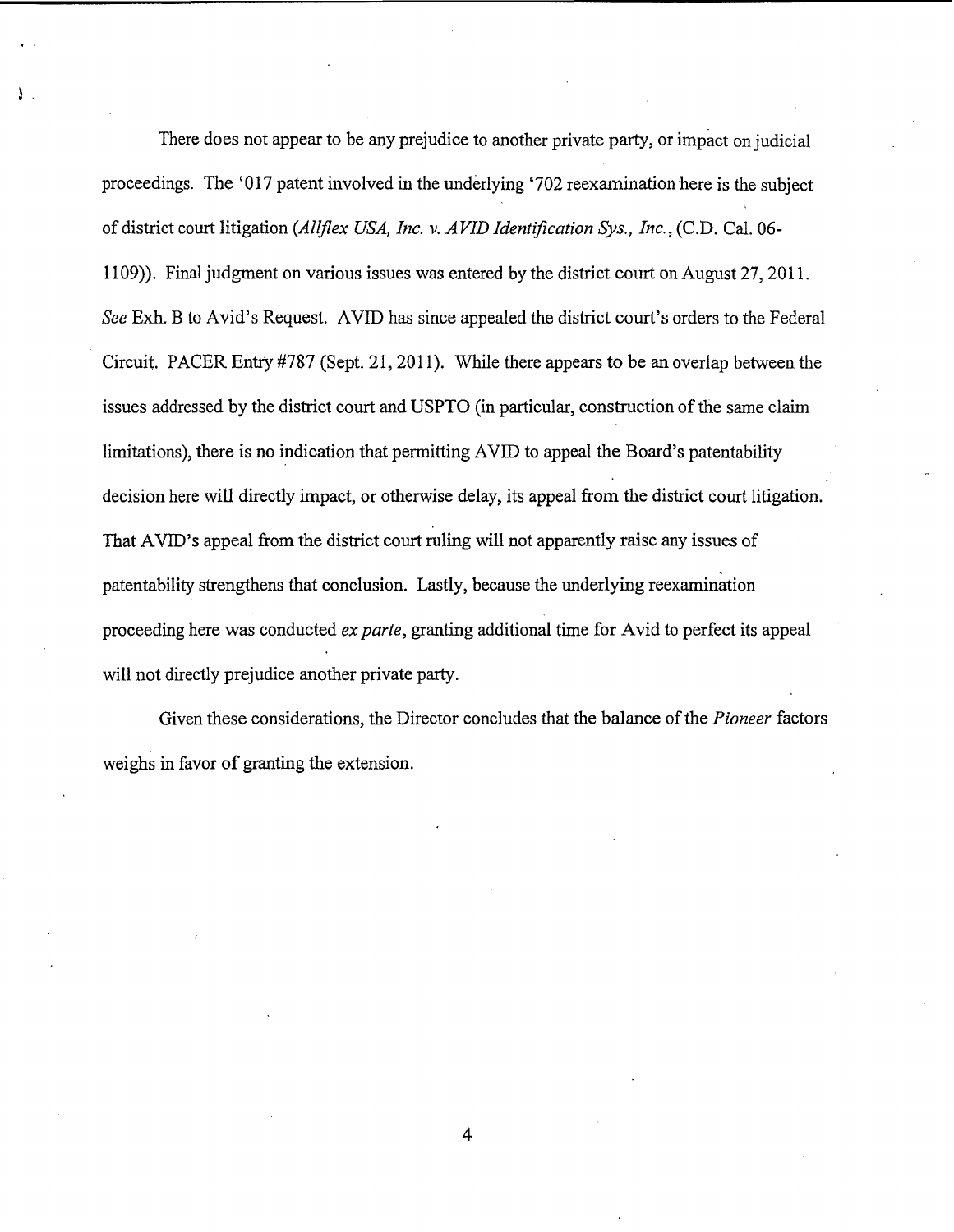There does not appear to be any prejudice to another private party, or impact on judicial proceedings. The '017 patent involved in the underlying '702 reexamination here is the subject of district court litigation (*Allflex USA, Inc. v. AVID Identification Sys., Inc.*, (C.D. Cal. 06-1109)). Final judgment on various issues was entered by the district court on August 27, 2011. *See* Exh. B to Avid's Request. AVID has since appealed the district court's orders to the Federal Circuit. PACER Entry #787 (Sept. 21, 2011). While there appears to be an overlap between the issues addressed by the district court and USPTO (in particular, construction of the same claim limitations), there is no indication that permitting AVID to appeal the Board's patentability decision here will directly impact, or otherwise delay, its appeal from the district court litigation. That AVID's appeal from the district court ruling will not apparently raise any issues of patentability strengthens that conclusion. Lastly, because the underlying reexamination proceeding here was conducted *ex parte*, granting additional time for Avid to perfect its appeal will not directly prejudice another private party.

Given these considerations, the Director concludes that the balance of the *Pioneer* factors weighs in favor of granting the extension.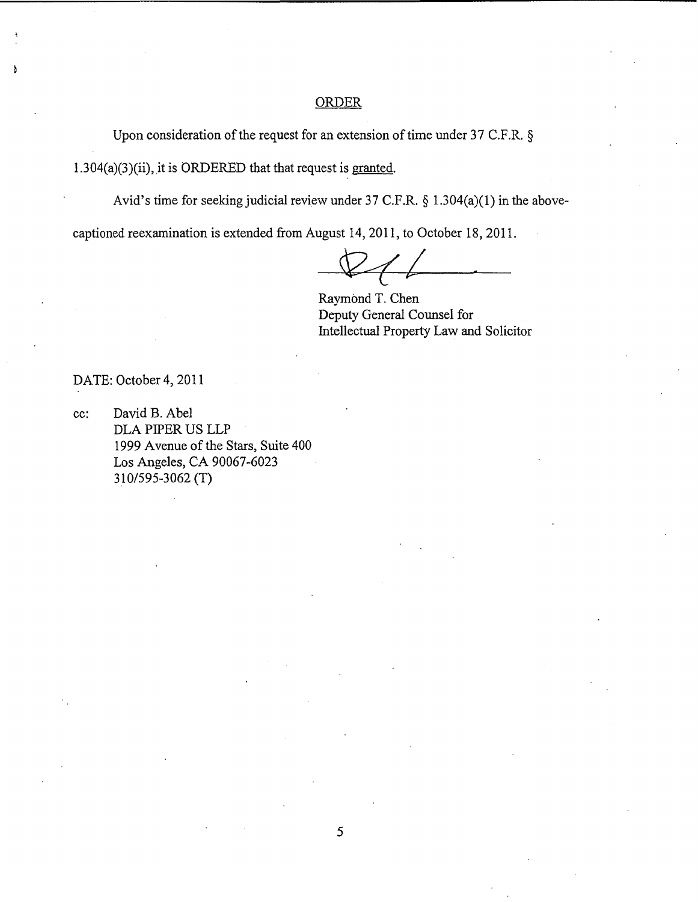## ORDER

Upon consideration of the request for an extension of time under 37 C.F.R. § 1.304(a)(3)(ii), it is ORDERED that that request is granted.

Avid's time for seeking judicial review under 37 C.F.R. § 1.304(a)(1) in the above-captioned reexamination is extended from August 14, 2011, to October 18, 2011.

Raymond T. Chen
Deputy General Counsel for
Intellectual Property Law and Solicitor

DATE: October 4, 2011

cc: David B. Abel
DLA PIPER US LLP
1999 Avenue of the Stars, Suite 400
Los Angeles, CA 90067-6023
310/595-3062 (T)